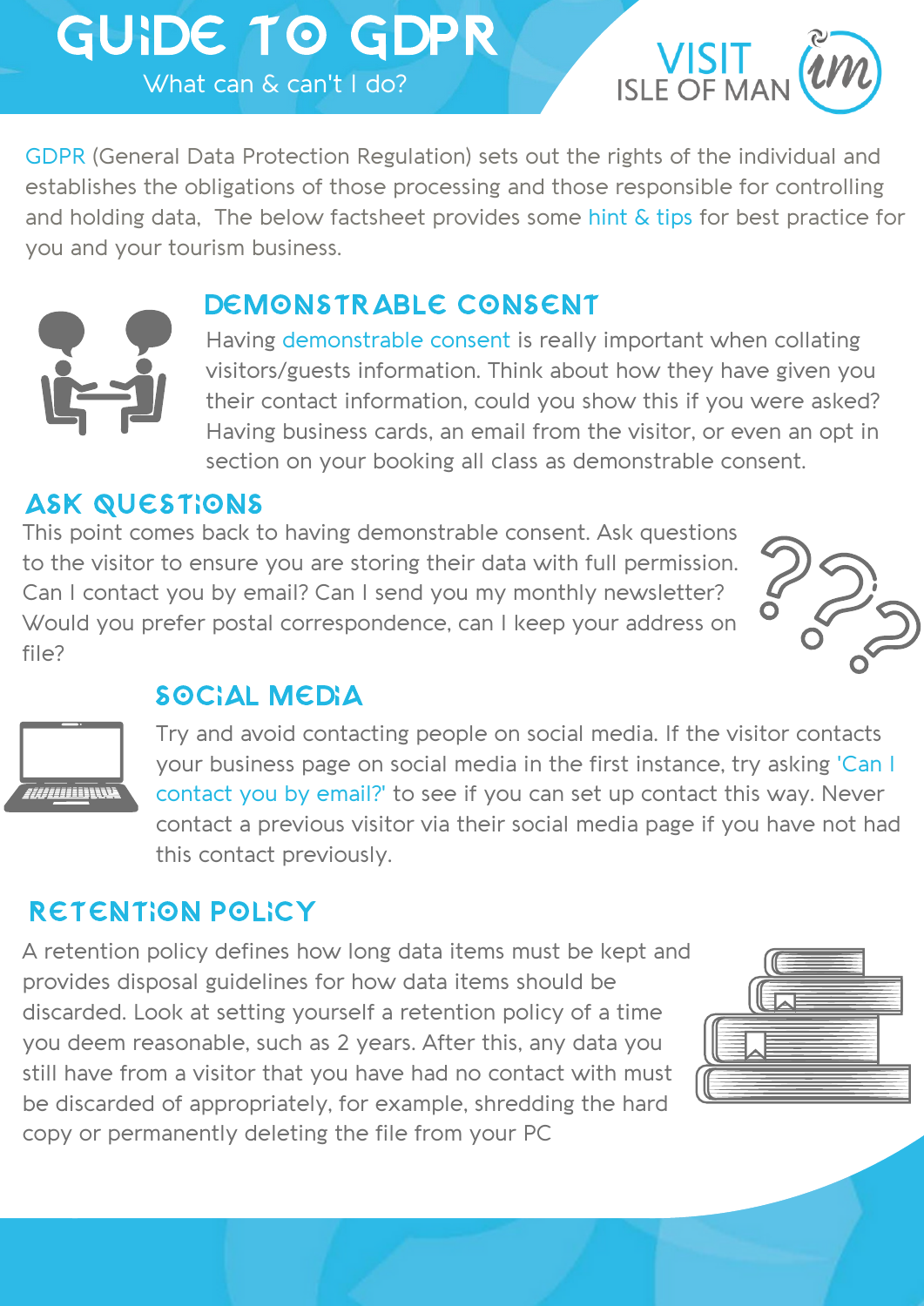# GUIDE TO GDPR

What can & can't I do?

VISIT ISLE OF MAN

GDPR (General Data Protection Regulation) sets out the rights of the individual and establishes the obligations of those processing and those responsible for controlling and holding data, The below factsheet provides some hint & tips for best practice for you and your tourism business.

## DEMONSTRABLE CONSENT

Having demonstrable consent is really important when collating visitors/guests information. Think about how they have given you their contact information, could you show this if you were asked? Having business cards, an email from the visitor, or even an opt in section on your booking all class as demonstrable consent.

## ASK QUESTIONS

This point comes back to having demonstrable consent. Ask questions to the visitor to ensure you are storing their data with full permission. Can I contact you by email? Can I send you my monthly newsletter? Would you prefer postal correspondence, can I keep your address on file?

## SOCIAL MEDIA

Try and avoid contacting people on social media. If the visitor contacts your business page on social media in the first instance, try asking 'Can I contact you by email?' to see if you can set up contact this way. Never contact a previous visitor via their social media page if you have not had this contact previously.

## RETENTION POLICY

A retention policy defines how long data items must be kept and provides disposal guidelines for how data items should be discarded. Look at setting yourself a retention policy of a time you deem reasonable, such as 2 years. After this, any data you still have from a visitor that you have had no contact with must be discarded of appropriately, for example, shredding the hard copy or permanently deleting the file from your PC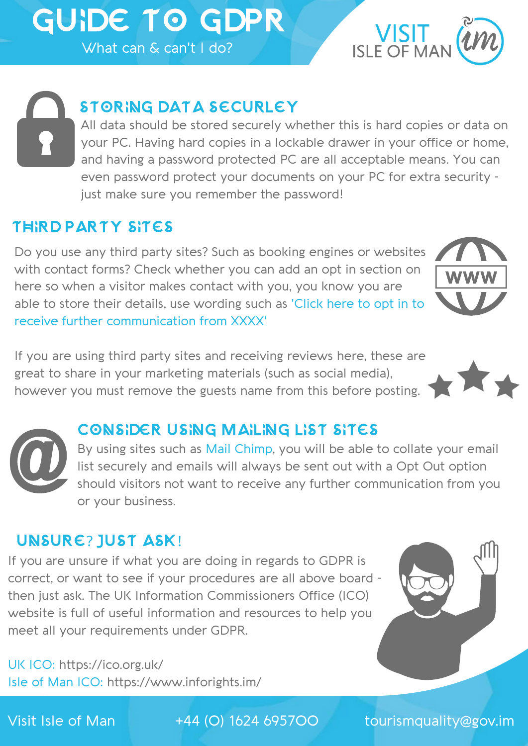# GUIDE TO GDPR

What can & can't I do?

VISIT ISLE OF MAN

## STORING DATA SECURLEY

All data should be stored securely whether this is hard copies or data on your PC. Having hard copies in a lockable drawer in your office or home, and having a password protected PC are all acceptable means. You can even password protect your documents on your PC for extra security - just make sure you remember the password!

## THIRD PARTY SITES

Do you use any third party sites? Such as booking engines or websites with contact forms? Check whether you can add an opt in section on here so when a visitor makes contact with you, you know you are able to store their details, use wording such as 'Click here to opt in to receive further communication from XXXX'

If you are using third party sites and receiving reviews here, these are great to share in your marketing materials (such as social media), however you must remove the guests name from this before posting.

## CONSIDER USING MAILING LIST SITES

By using sites such as Mail Chimp, you will be able to collate your email list securely and emails will always be sent out with a Opt Out option should visitors not want to receive any further communication from you or your business.

## UNSURE? JUST ASK!

If you are unsure if what you are doing in regards to GDPR is correct, or want to see if your procedures are all above board - then just ask. The UK Information Commissioners Office (ICO) website is full of useful information and resources to help you meet all your requirements under GDPR.

UK ICO: https://ico.org.uk/
Isle of Man ICO: https://www.inforights.im/

Visit Isle of Man | +44 (0) 1624 695700 | tourismquality@gov.im